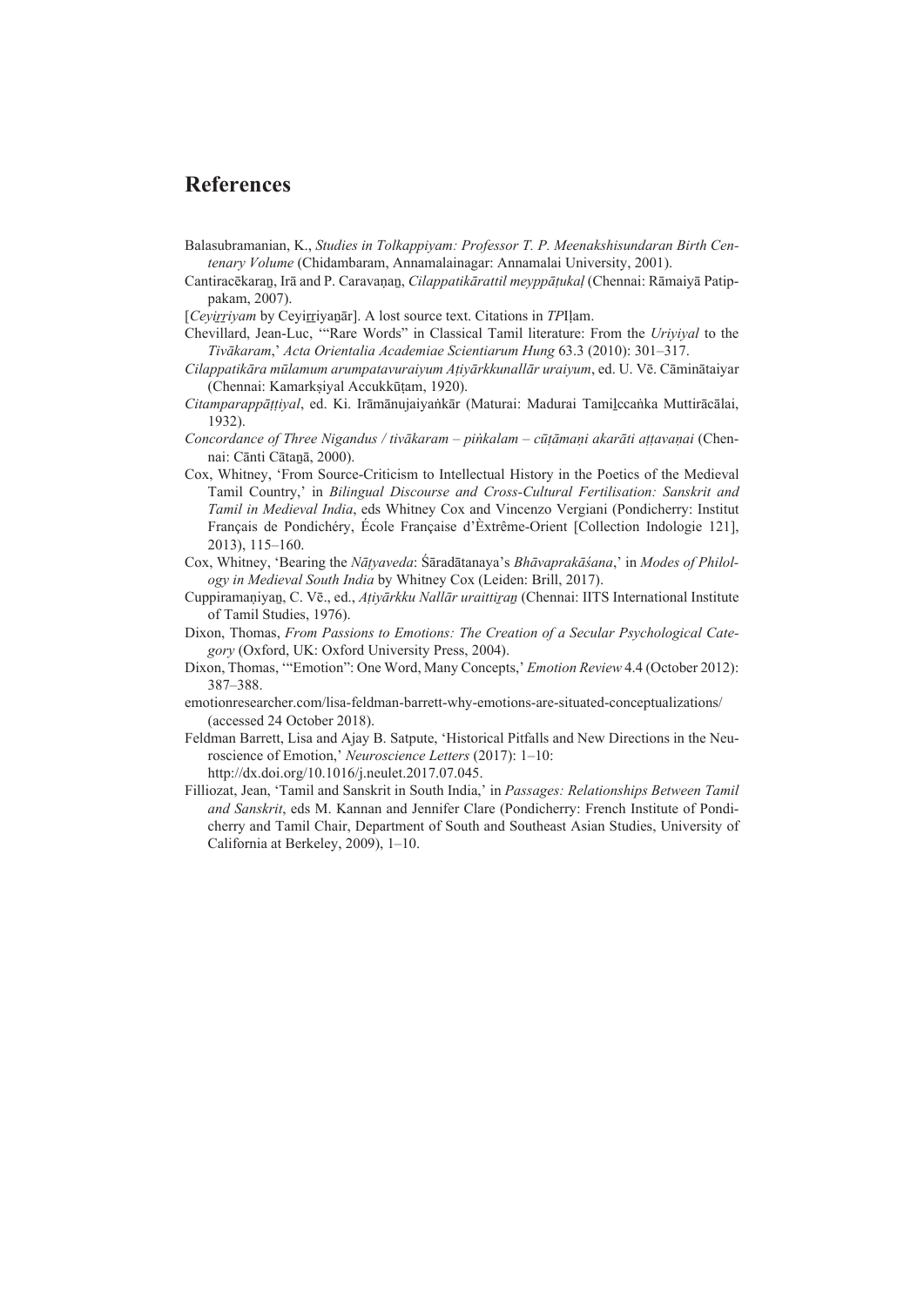## References

Balasubramanian, K., *Studies in Tolkappiyam: Professor T. P. Meenakshisundaran Birth Centenary Volume* (Chidambaram, Annamalainagar: Annamalai University, 2001).

Cantiracēkaraṉ, Irā and P. Caravaṇaṉ, *Cilappatikārattil meyppāṭukaḷ* (Chennai: Rāmaiyā Patippakam, 2007).

[*Ceyiṟṟiyam* by Ceyiṟṟiyaṉār]. A lost source text. Citations in *TP*Iḷam.

Chevillard, Jean-Luc, '"Rare Words" in Classical Tamil literature: From the *Uriyiyal* to the *Tivākaram*,' *Acta Orientalia Academiae Scientiarum Hung* 63.3 (2010): 301–317.

*Cilappatikāra mūlamum arumpatavuraiyum Aṭiyārkkunallār uraiyum*, ed. U. Vē. Cāminātaiyar (Chennai: Kamarkṣiyal Accukkūṭam, 1920).

*Citamparappāṭṭiyal*, ed. Ki. Irāmāṉujaiyaṅkār (Maturai: Madurai Tamiḻccaṅka Muttirācālai, 1932).

*Concordance of Three Nigandus / tivākaram – piṅkalam – cūṭāmaṇi akarāti aṭṭavaṇai* (Chennai: Cānti Cātaṉā, 2000).

Cox, Whitney, 'From Source-Criticism to Intellectual History in the Poetics of the Medieval Tamil Country,' in *Bilingual Discourse and Cross-Cultural Fertilisation: Sanskrit and Tamil in Medieval India*, eds Whitney Cox and Vincenzo Vergiani (Pondicherry: Institut Français de Pondichéry, École Française d'Èxtrême-Orient [Collection Indologie 121], 2013), 115–160.

Cox, Whitney, 'Bearing the *Nāṭyaveda*: Śāradātanaya's *Bhāvaprakāśana*,' in *Modes of Philology in Medieval South India* by Whitney Cox (Leiden: Brill, 2017).

Cuppiramaṇiyaṉ, C. Vē., ed., *Aṭiyārkku Nallār uraittiṟaṉ* (Chennai: IITS International Institute of Tamil Studies, 1976).

Dixon, Thomas, *From Passions to Emotions: The Creation of a Secular Psychological Category* (Oxford, UK: Oxford University Press, 2004).

Dixon, Thomas, '"Emotion": One Word, Many Concepts,' *Emotion Review* 4.4 (October 2012): 387–388.

emotionresearcher.com/lisa-feldman-barrett-why-emotions-are-situated-conceptualizations/ (accessed 24 October 2018).

Feldman Barrett, Lisa and Ajay B. Satpute, 'Historical Pitfalls and New Directions in the Neuroscience of Emotion,' *Neuroscience Letters* (2017): 1–10: http://dx.doi.org/10.1016/j.neulet.2017.07.045.

Filliozat, Jean, 'Tamil and Sanskrit in South India,' in *Passages: Relationships Between Tamil and Sanskrit*, eds M. Kannan and Jennifer Clare (Pondicherry: French Institute of Pondicherry and Tamil Chair, Department of South and Southeast Asian Studies, University of California at Berkeley, 2009), 1–10.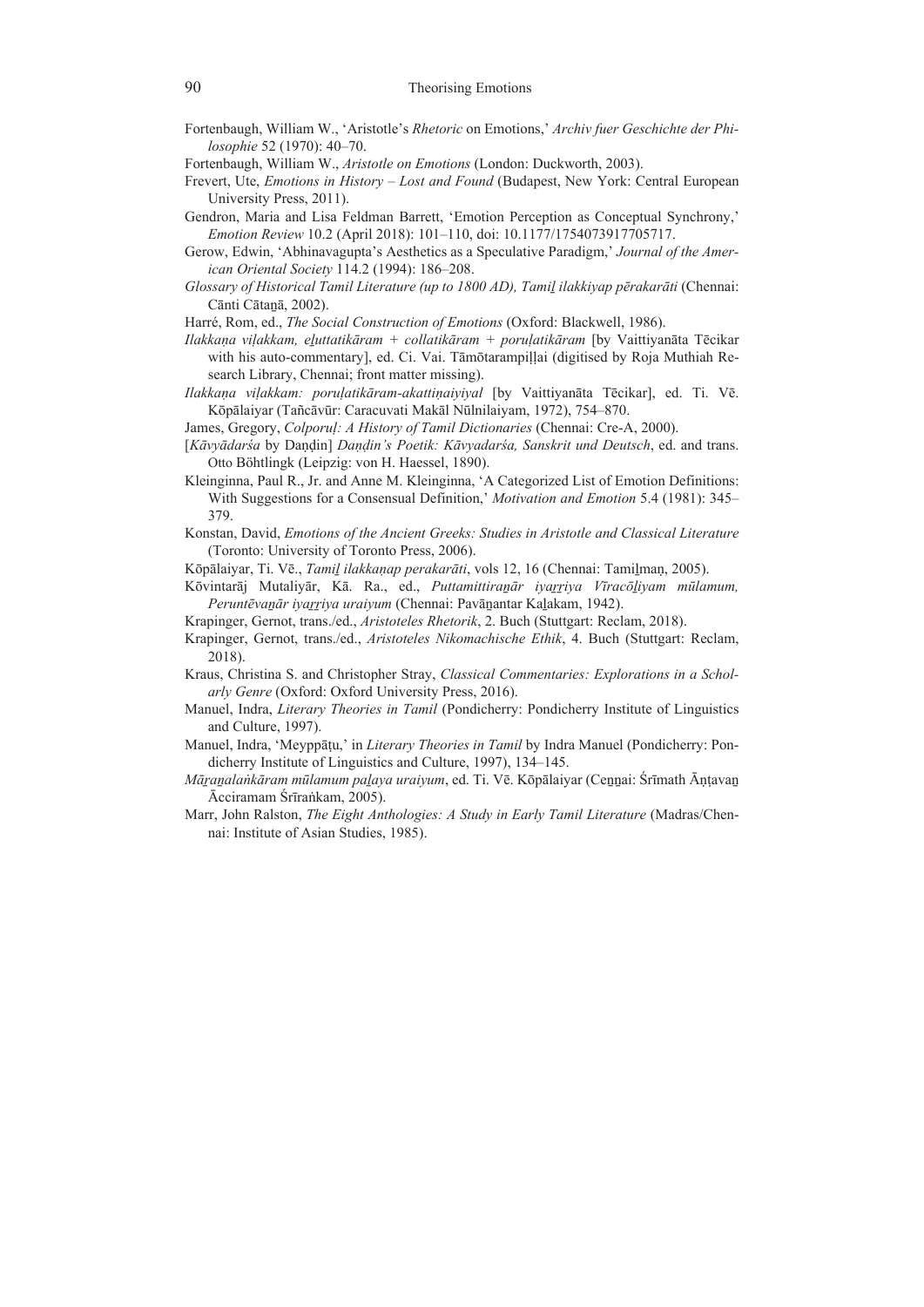Fortenbaugh, William W., 'Aristotle's *Rhetoric* on Emotions,' *Archiv fuer Geschichte der Philosophie* 52 (1970): 40–70.

Fortenbaugh, William W., *Aristotle on Emotions* (London: Duckworth, 2003).

Frevert, Ute, *Emotions in History – Lost and Found* (Budapest, New York: Central European University Press, 2011).

Gendron, Maria and Lisa Feldman Barrett, 'Emotion Perception as Conceptual Synchrony,' *Emotion Review* 10.2 (April 2018): 101–110, doi: 10.1177/1754073917705717.

Gerow, Edwin, 'Abhinavagupta's Aesthetics as a Speculative Paradigm,' *Journal of the American Oriental Society* 114.2 (1994): 186–208.

*Glossary of Historical Tamil Literature (up to 1800 AD), Tamiḻ ilakkiyap pērakarāti* (Chennai: Cānti Cātaṉā, 2002).

Harré, Rom, ed., *The Social Construction of Emotions* (Oxford: Blackwell, 1986).

*Ilakkaṇa viḷakkam, eḻuttatikāram + collatikāram + poruḷatikāram* [by Vaittiyanāta Tēcikar with his auto-commentary], ed. Ci. Vai. Tāmōtarampiḷḷai (digitised by Roja Muthiah Research Library, Chennai; front matter missing).

*Ilakkaṇa viḷakkam: poruḷatikāram-akattiṇaiyiyal* [by Vaittiyanāta Tēcikar], ed. Ti. Vē. Kōpālaiyar (Tañcāvūr: Caracuvati Makāl Nūlnilaiyam, 1972), 754–870.

James, Gregory, *Colporuḷ: A History of Tamil Dictionaries* (Chennai: Cre-A, 2000).

[*Kāvyādarśa* by Daṇḍin] *Daṇḍin's Poetik: Kāvyadarśa, Sanskrit und Deutsch*, ed. and trans. Otto Böhtlingk (Leipzig: von H. Haessel, 1890).

Kleinginna, Paul R., Jr. and Anne M. Kleinginna, 'A Categorized List of Emotion Definitions: With Suggestions for a Consensual Definition,' *Motivation and Emotion* 5.4 (1981): 345–379.

Konstan, David, *Emotions of the Ancient Greeks: Studies in Aristotle and Classical Literature* (Toronto: University of Toronto Press, 2006).

Kōpālaiyar, Ti. Vē., *Tamiḻ ilakkaṇap perakarāti*, vols 12, 16 (Chennai: Tamiḻmaṇ, 2005).

Kōvintarāj Mutaliyār, Kā. Ra., ed., *Puttamittiraṉār iyaṟṟiya Vīracōḻiyam mūlamum, Peruntēvaṉār iyaṟṟiya uraiyum* (Chennai: Pavāṉantar Kaḻakam, 1942).

Krapinger, Gernot, trans./ed., *Aristoteles Rhetorik*, 2. Buch (Stuttgart: Reclam, 2018).

Krapinger, Gernot, trans./ed., *Aristoteles Nikomachische Ethik*, 4. Buch (Stuttgart: Reclam, 2018).

Kraus, Christina S. and Christopher Stray, *Classical Commentaries: Explorations in a Scholarly Genre* (Oxford: Oxford University Press, 2016).

Manuel, Indra, *Literary Theories in Tamil* (Pondicherry: Pondicherry Institute of Linguistics and Culture, 1997).

Manuel, Indra, 'Meyppāṭu,' in *Literary Theories in Tamil* by Indra Manuel (Pondicherry: Pondicherry Institute of Linguistics and Culture, 1997), 134–145.

*Māṟaṉalaṅkāram mūlamum paḻaya uraiyum*, ed. Ti. Vē. Kōpālaiyar (Ceṉṉai: Śrīmath Āṇṭavaṉ Ācciramam Śrīraṅkam, 2005).

Marr, John Ralston, *The Eight Anthologies: A Study in Early Tamil Literature* (Madras/Chennai: Institute of Asian Studies, 1985).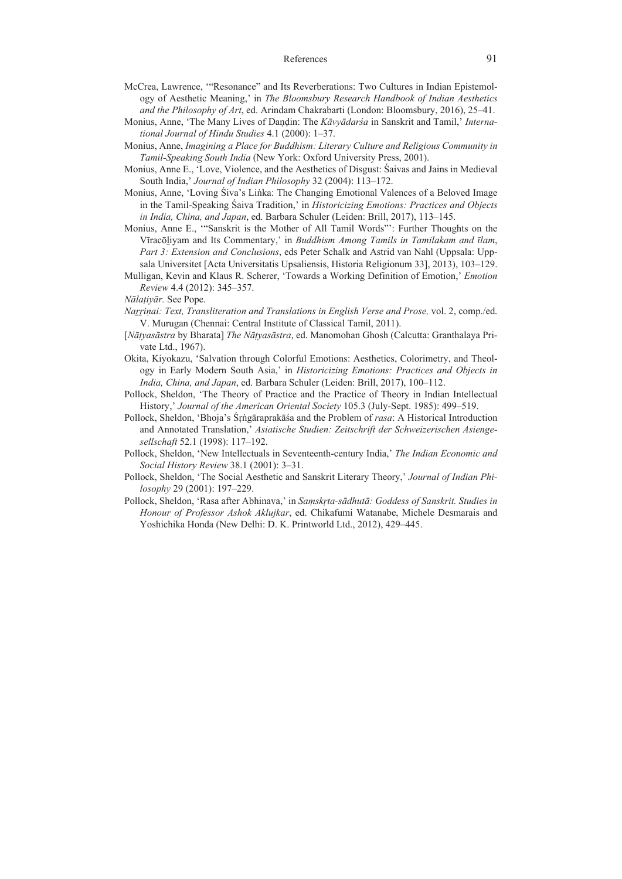McCrea, Lawrence, '"Resonance" and Its Reverberations: Two Cultures in Indian Epistemology of Aesthetic Meaning,' in *The Bloomsbury Research Handbook of Indian Aesthetics and the Philosophy of Art*, ed. Arindam Chakrabarti (London: Bloomsbury, 2016), 25–41.

Monius, Anne, 'The Many Lives of Daṇḍin: The *Kāvyādarśa* in Sanskrit and Tamil,' *International Journal of Hindu Studies* 4.1 (2000): 1–37.

Monius, Anne, *Imagining a Place for Buddhism: Literary Culture and Religious Community in Tamil-Speaking South India* (New York: Oxford University Press, 2001).

Monius, Anne E., 'Love, Violence, and the Aesthetics of Disgust: Śaivas and Jains in Medieval South India,' *Journal of Indian Philosophy* 32 (2004): 113–172.

Monius, Anne, 'Loving Śiva's Liṅka: The Changing Emotional Valences of a Beloved Image in the Tamil-Speaking Śaiva Tradition,' in *Historicizing Emotions: Practices and Objects in India, China, and Japan*, ed. Barbara Schuler (Leiden: Brill, 2017), 113–145.

Monius, Anne E., '"Sanskrit is the Mother of All Tamil Words"': Further Thoughts on the Vīracōḻiyam and Its Commentary,' in *Buddhism Among Tamils in Tamilakam and īlam, Part 3: Extension and Conclusions*, eds Peter Schalk and Astrid van Nahl (Uppsala: Uppsala Universitet [Acta Universitatis Upsaliensis, Historia Religionum 33], 2013), 103–129.

Mulligan, Kevin and Klaus R. Scherer, 'Towards a Working Definition of Emotion,' *Emotion Review* 4.4 (2012): 345–357.

*Nālaṭiyār.* See Pope.

*Naṟṟiṇai: Text, Transliteration and Translations in English Verse and Prose,* vol. 2, comp./ed. V. Murugan (Chennai: Central Institute of Classical Tamil, 2011).

[*Nāṭyasāstra* by Bharata] *The Nāṭyasāstra*, ed. Manomohan Ghosh (Calcutta: Granthalaya Private Ltd., 1967).

Okita, Kiyokazu, 'Salvation through Colorful Emotions: Aesthetics, Colorimetry, and Theology in Early Modern South Asia,' in *Historicizing Emotions: Practices and Objects in India, China, and Japan*, ed. Barbara Schuler (Leiden: Brill, 2017), 100–112.

Pollock, Sheldon, 'The Theory of Practice and the Practice of Theory in Indian Intellectual History,' *Journal of the American Oriental Society* 105.3 (July-Sept. 1985): 499–519.

Pollock, Sheldon, 'Bhoja's Śṛṅgāraprakāśa and the Problem of *rasa*: A Historical Introduction and Annotated Translation,' *Asiatische Studien: Zeitschrift der Schweizerischen Asiengesellschaft* 52.1 (1998): 117–192.

Pollock, Sheldon, 'New Intellectuals in Seventeenth-century India,' *The Indian Economic and Social History Review* 38.1 (2001): 3–31.

Pollock, Sheldon, 'The Social Aesthetic and Sanskrit Literary Theory,' *Journal of Indian Philosophy* 29 (2001): 197–229.

Pollock, Sheldon, 'Rasa after Abhinava,' in *Saṃskṛta-sādhutā: Goddess of Sanskrit. Studies in Honour of Professor Ashok Aklujkar*, ed. Chikafumi Watanabe, Michele Desmarais and Yoshichika Honda (New Delhi: D. K. Printworld Ltd., 2012), 429–445.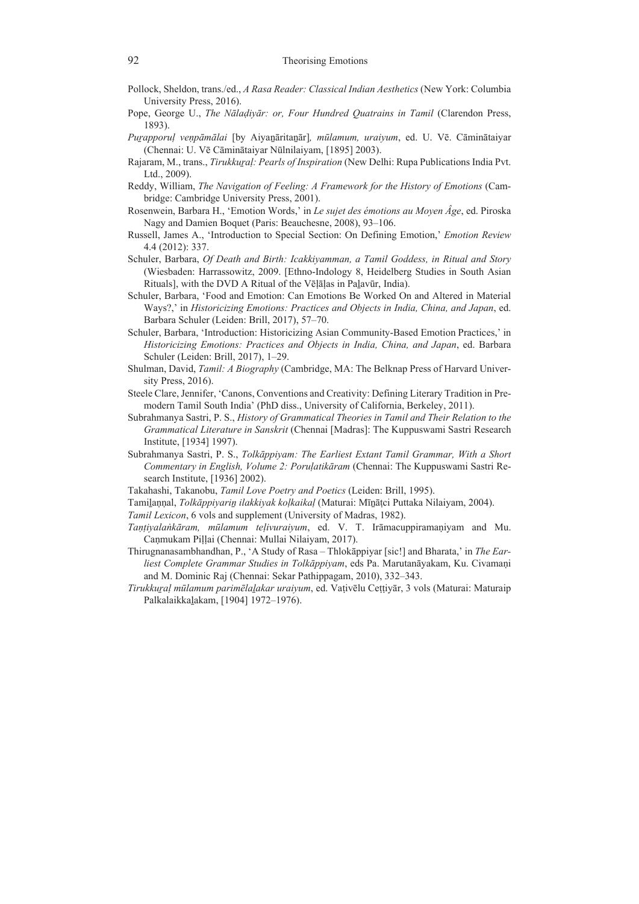Pollock, Sheldon, trans./ed., *A Rasa Reader: Classical Indian Aesthetics* (New York: Columbia University Press, 2016).

Pope, George U., *The Nālaḍiyār: or, Four Hundred Quatrains in Tamil* (Clarendon Press, 1893).

*Puṟapporuḷ veṇpāmālai* [by Aiyaṉāritaṉār]*, mūlamum, uraiyum*, ed. U. Vē. Cāminātaiyar (Chennai: U. Vē Cāminātaiyar Nūlnilaiyam, [1895] 2003).

Rajaram, M., trans., *Tirukkuṟaḷ: Pearls of Inspiration* (New Delhi: Rupa Publications India Pvt. Ltd., 2009).

Reddy, William, *The Navigation of Feeling: A Framework for the History of Emotions* (Cambridge: Cambridge University Press, 2001).

Rosenwein, Barbara H., 'Emotion Words,' in *Le sujet des émotions au Moyen Âge*, ed. Piroska Nagy and Damien Boquet (Paris: Beauchesne, 2008), 93–106.

Russell, James A., 'Introduction to Special Section: On Defining Emotion,' *Emotion Review* 4.4 (2012): 337.

Schuler, Barbara, *Of Death and Birth: Icakkiyamman, a Tamil Goddess, in Ritual and Story* (Wiesbaden: Harrassowitz, 2009. [Ethno-Indology 8, Heidelberg Studies in South Asian Rituals], with the DVD A Ritual of the Vēḷāḷas in Paḻavūr, India).

Schuler, Barbara, 'Food and Emotion: Can Emotions Be Worked On and Altered in Material Ways?,' in *Historicizing Emotions: Practices and Objects in India, China, and Japan*, ed. Barbara Schuler (Leiden: Brill, 2017), 57–70.

Schuler, Barbara, 'Introduction: Historicizing Asian Community-Based Emotion Practices,' in *Historicizing Emotions: Practices and Objects in India, China, and Japan*, ed. Barbara Schuler (Leiden: Brill, 2017), 1–29.

Shulman, David, *Tamil: A Biography* (Cambridge, MA: The Belknap Press of Harvard University Press, 2016).

Steele Clare, Jennifer, 'Canons, Conventions and Creativity: Defining Literary Tradition in Premodern Tamil South India' (PhD diss., University of California, Berkeley, 2011).

Subrahmanya Sastri, P. S., *History of Grammatical Theories in Tamil and Their Relation to the Grammatical Literature in Sanskrit* (Chennai [Madras]: The Kuppuswami Sastri Research Institute, [1934] 1997).

Subrahmanya Sastri, P. S., *Tolkāppiyam: The Earliest Extant Tamil Grammar, With a Short Commentary in English, Volume 2: Poruḷatikāram* (Chennai: The Kuppuswami Sastri Research Institute, [1936] 2002).

Takahashi, Takanobu, *Tamil Love Poetry and Poetics* (Leiden: Brill, 1995).

Tamiḻaṇṇal, *Tolkāppiyariṉ ilakkiyak koḷkaikaḷ* (Maturai: Mīṉāṭci Puttaka Nilaiyam, 2004).

*Tamil Lexicon*, 6 vols and supplement (University of Madras, 1982).

*Taṇṭiyalaṅkāram, mūlamum teḷivuraiyum*, ed. V. T. Irāmacuppiramaṇiyam and Mu. Caṇmukam Piḷḷai (Chennai: Mullai Nilaiyam, 2017).

Thirugnanasambhandhan, P., 'A Study of Rasa – Thlokāppiyar [sic!] and Bharata,' in *The Earliest Complete Grammar Studies in Tolkāppiyam*, eds Pa. Marutanāyakam, Ku. Civamaṇi and M. Dominic Raj (Chennai: Sekar Pathippagam, 2010), 332–343.

*Tirukkuṟaḷ mūlamum parimēlaḻakar uraiyum*, ed. Vaṭivēlu Ceṭṭiyār, 3 vols (Maturai: Maturaip Palkalaikkaḻakam, [1904] 1972–1976).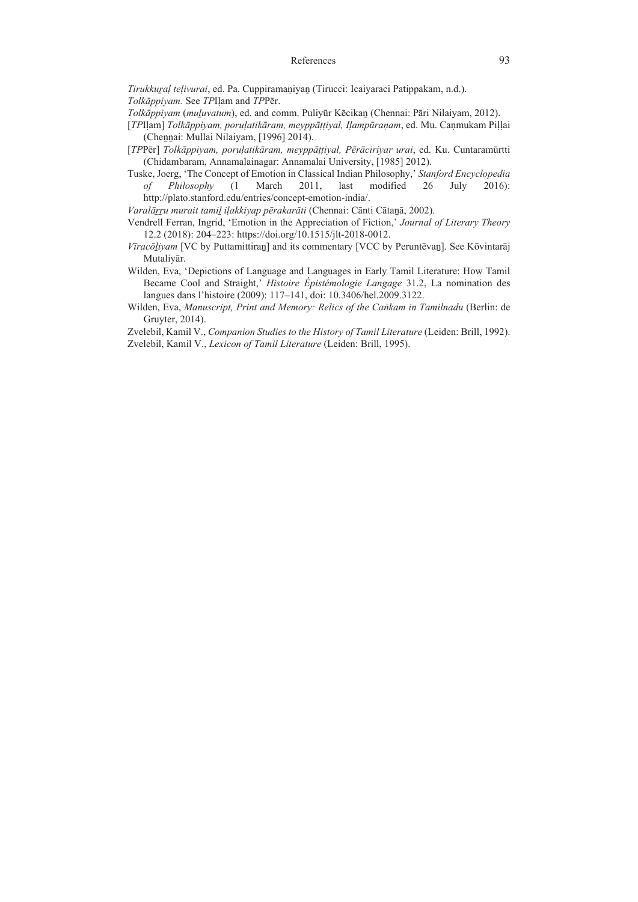*Tirukkuṟaḷ teḷivurai*, ed. Pa. Cuppiramaṇiyaṉ (Tirucci: Icaiyaraci Patippakam, n.d.).

*Tolkāppiyam.* See *TP*Iḷam and *TP*Pēr.

*Tolkāppiyam* (*muḻuvatum*), ed. and comm. Puliyūr Kēcikaṉ (Chennai: Pāri Nilaiyam, 2012).

[*TP*Iḷam] *Tolkāppiyam, poruḷatikāram, meyppāṭṭiyal, Iḷampūraṇam*, ed. Mu. Caṇmukam Piḷḷai (Cheṉṉai: Mullai Nilaiyam, [1996] 2014).

[*TP*Pēr] *Tolkāppiyam, poruḷatikāram, meyppāṭṭiyal, Pērāciriyar urai*, ed. Ku. Cuntaramūrtti (Chidambaram, Annamalainagar: Annamalai University, [1985] 2012).

Tuske, Joerg, 'The Concept of Emotion in Classical Indian Philosophy,' *Stanford Encyclopedia of Philosophy* (1 March 2011, last modified 26 July 2016): http://plato.stanford.edu/entries/concept-emotion-india/.

*Varalāṟṟu murait tamiḻ iḷakkiyap pērakarāti* (Chennai: Cānti Cātaṉā, 2002).

Vendrell Ferran, Ingrid, 'Emotion in the Appreciation of Fiction,' *Journal of Literary Theory* 12.2 (2018): 204–223: https://doi.org/10.1515/jlt-2018-0012.

*Vīracōḻiyam* [VC by Puttamittiraṉ] and its commentary [VCC by Peruntēvaṉ]. See Kōvintarāj Mutaliyār.

Wilden, Eva, 'Depictions of Language and Languages in Early Tamil Literature: How Tamil Became Cool and Straight,' *Histoire Épistémologie Langage* 31.2, La nomination des langues dans l'histoire (2009): 117–141, doi: 10.3406/hel.2009.3122.

Wilden, Eva, *Manuscript, Print and Memory: Relics of the Caṅkam in Tamilnadu* (Berlin: de Gruyter, 2014).

Zvelebil, Kamil V., *Companion Studies to the History of Tamil Literature* (Leiden: Brill, 1992).

Zvelebil, Kamil V., *Lexicon of Tamil Literature* (Leiden: Brill, 1995).